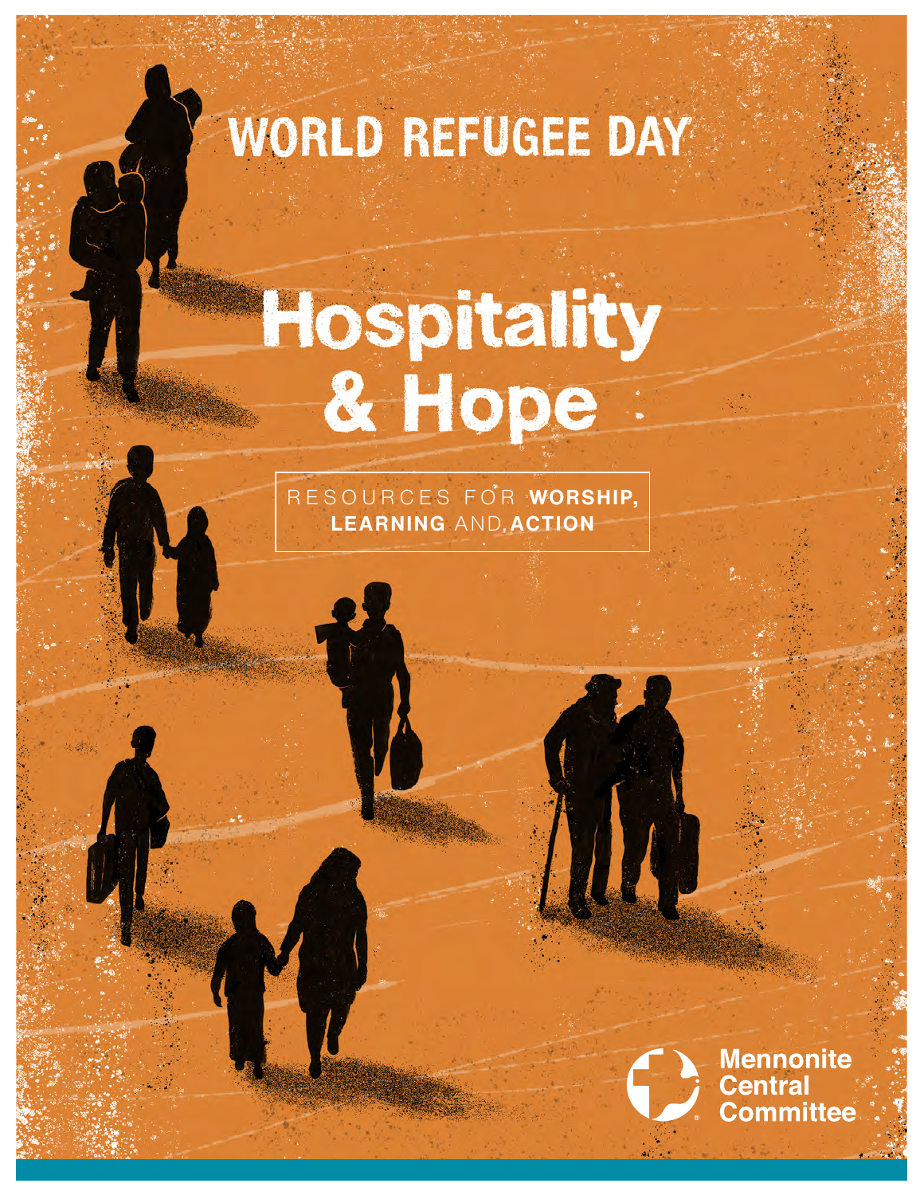# WORLD REFUGEE DAY

# Hospitality & Hope

RESOURCES FOR **WORSHIP, LEARNING** AND **ACTION**

Mennonite Central Committee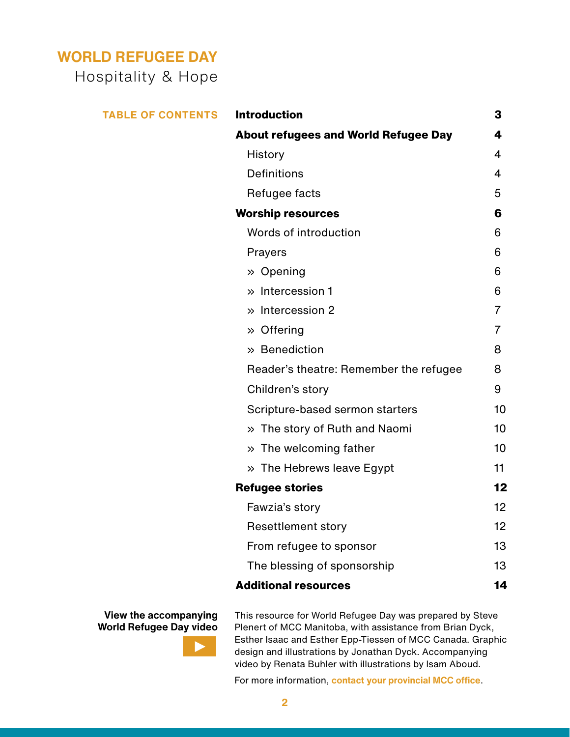# WORLD REFUGEE DAY

Hospitality & Hope

## TABLE OF CONTENTS

| | |
|---|---|
| **Introduction** | **3** |
| **About refugees and World Refugee Day** | **4** |
| History | 4 |
| Definitions | 4 |
| Refugee facts | 5 |
| **Worship resources** | **6** |
| Words of introduction | 6 |
| Prayers | 6 |
| » Opening | 6 |
| » Intercession 1 | 6 |
| » Intercession 2 | 7 |
| » Offering | 7 |
| » Benediction | 8 |
| Reader's theatre: Remember the refugee | 8 |
| Children's story | 9 |
| Scripture-based sermon starters | 10 |
| » The story of Ruth and Naomi | 10 |
| » The welcoming father | 10 |
| » The Hebrews leave Egypt | 11 |
| **Refugee stories** | **12** |
| Fawzia's story | 12 |
| Resettlement story | 12 |
| From refugee to sponsor | 13 |
| The blessing of sponsorship | 13 |
| **Additional resources** | **14** |

**View the accompanying World Refugee Day video**

This resource for World Refugee Day was prepared by Steve Plenert of MCC Manitoba, with assistance from Brian Dyck, Esther Isaac and Esther Epp-Tiessen of MCC Canada. Graphic design and illustrations by Jonathan Dyck. Accompanying video by Renata Buhler with illustrations by Isam Aboud.

For more information, **contact your provincial MCC office**.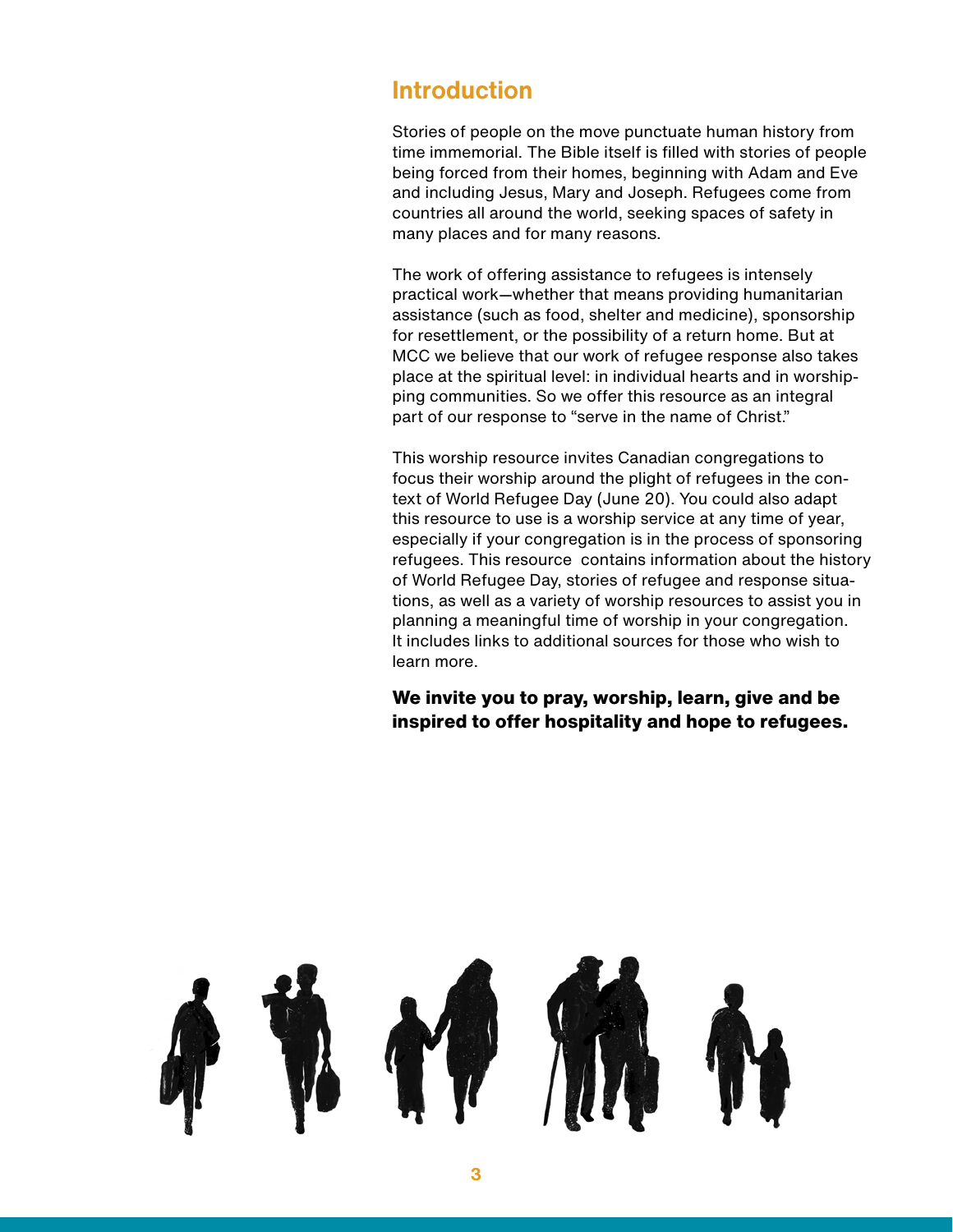## Introduction

Stories of people on the move punctuate human history from time immemorial. The Bible itself is filled with stories of people being forced from their homes, beginning with Adam and Eve and including Jesus, Mary and Joseph. Refugees come from countries all around the world, seeking spaces of safety in many places and for many reasons.

The work of offering assistance to refugees is intensely practical work—whether that means providing humanitarian assistance (such as food, shelter and medicine), sponsorship for resettlement, or the possibility of a return home. But at MCC we believe that our work of refugee response also takes place at the spiritual level: in individual hearts and in worshipping communities. So we offer this resource as an integral part of our response to "serve in the name of Christ."

This worship resource invites Canadian congregations to focus their worship around the plight of refugees in the context of World Refugee Day (June 20). You could also adapt this resource to use is a worship service at any time of year, especially if your congregation is in the process of sponsoring refugees. This resource contains information about the history of World Refugee Day, stories of refugee and response situations, as well as a variety of worship resources to assist you in planning a meaningful time of worship in your congregation. It includes links to additional sources for those who wish to learn more.

**We invite you to pray, worship, learn, give and be inspired to offer hospitality and hope to refugees.**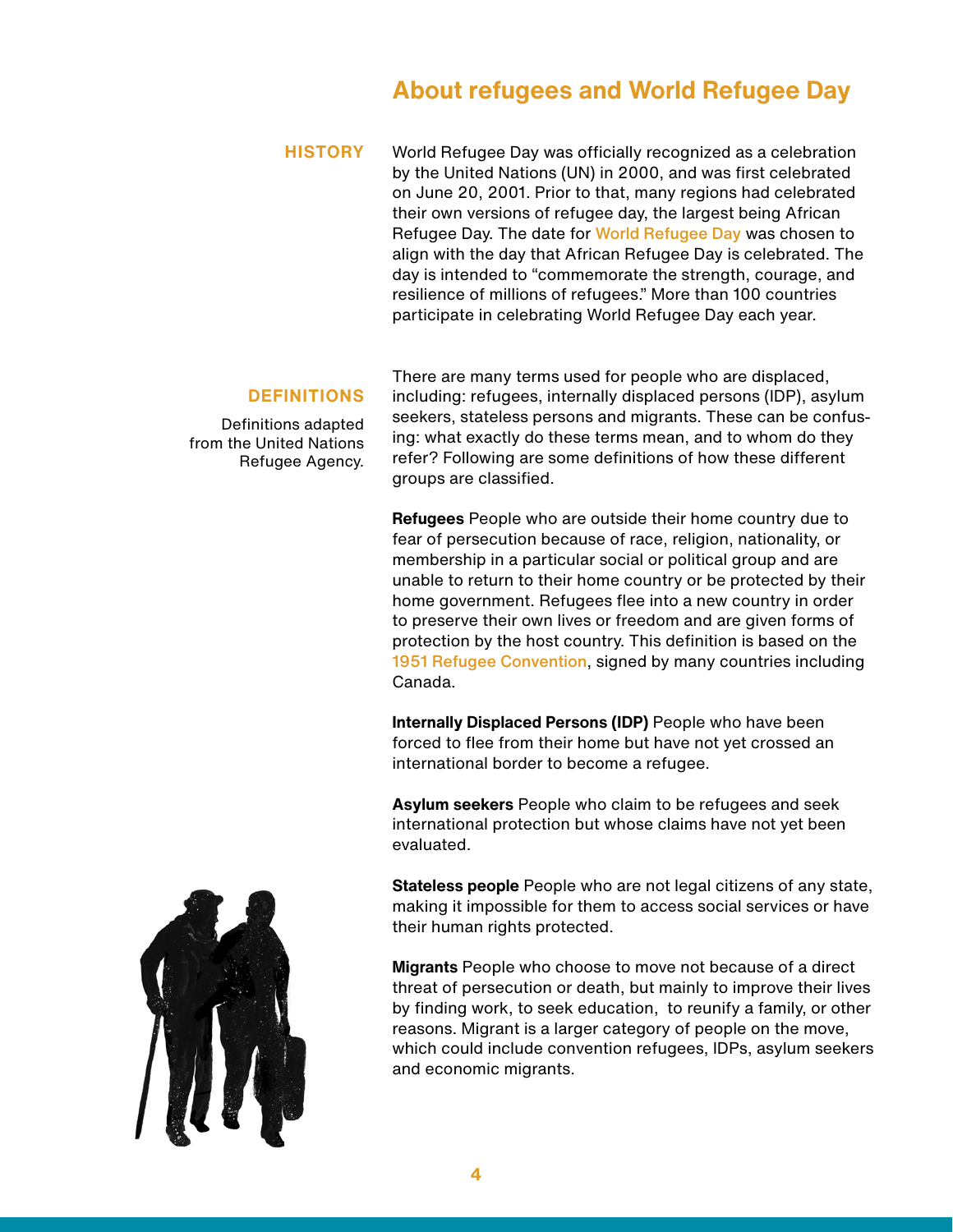## About refugees and World Refugee Day

### HISTORY

World Refugee Day was officially recognized as a celebration by the United Nations (UN) in 2000, and was first celebrated on June 20, 2001. Prior to that, many regions had celebrated their own versions of refugee day, the largest being African Refugee Day. The date for World Refugee Day was chosen to align with the day that African Refugee Day is celebrated. The day is intended to "commemorate the strength, courage, and resilience of millions of refugees." More than 100 countries participate in celebrating World Refugee Day each year.

### DEFINITIONS

Definitions adapted from the United Nations Refugee Agency.

There are many terms used for people who are displaced, including: refugees, internally displaced persons (IDP), asylum seekers, stateless persons and migrants. These can be confusing: what exactly do these terms mean, and to whom do they refer? Following are some definitions of how these different groups are classified.

**Refugees** People who are outside their home country due to fear of persecution because of race, religion, nationality, or membership in a particular social or political group and are unable to return to their home country or be protected by their home government. Refugees flee into a new country in order to preserve their own lives or freedom and are given forms of protection by the host country. This definition is based on the 1951 Refugee Convention, signed by many countries including Canada.

**Internally Displaced Persons (IDP)** People who have been forced to flee from their home but have not yet crossed an international border to become a refugee.

**Asylum seekers** People who claim to be refugees and seek international protection but whose claims have not yet been evaluated.

**Stateless people** People who are not legal citizens of any state, making it impossible for them to access social services or have their human rights protected.

**Migrants** People who choose to move not because of a direct threat of persecution or death, but mainly to improve their lives by finding work, to seek education, to reunify a family, or other reasons. Migrant is a larger category of people on the move, which could include convention refugees, IDPs, asylum seekers and economic migrants.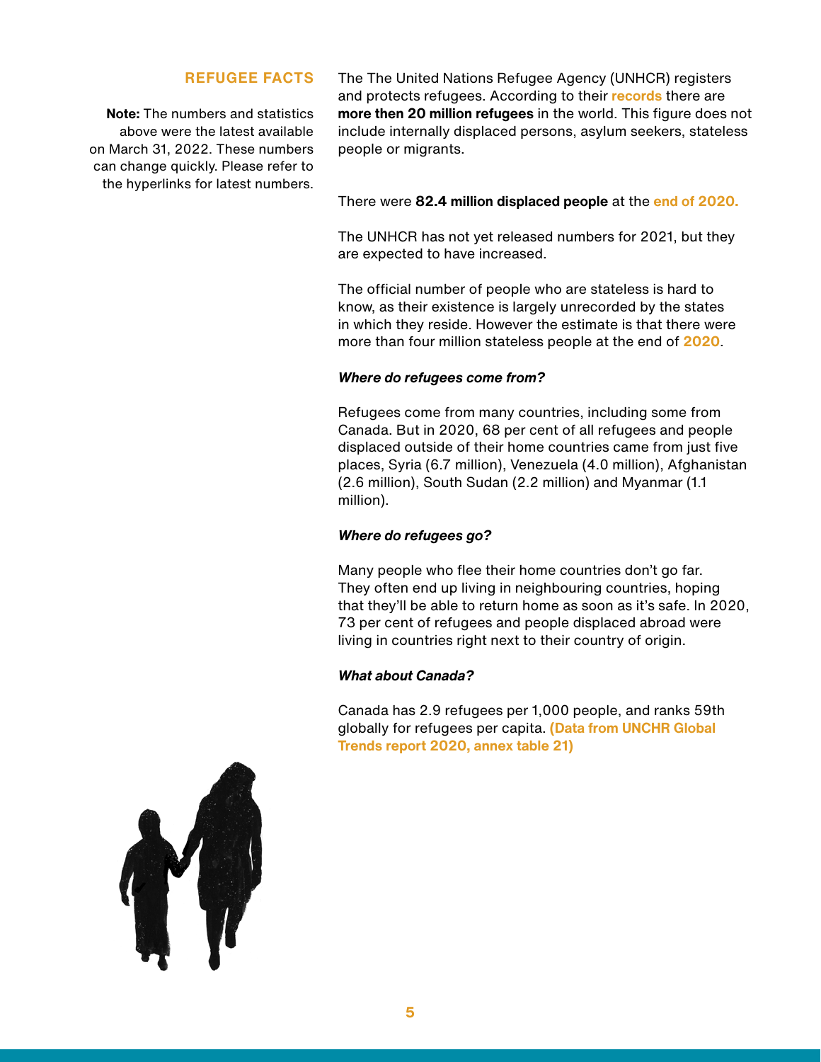## REFUGEE FACTS

**Note:** The numbers and statistics above were the latest available on March 31, 2022. These numbers can change quickly. Please refer to the hyperlinks for latest numbers.

The The United Nations Refugee Agency (UNHCR) registers and protects refugees. According to their **records** there are **more then 20 million refugees** in the world. This figure does not include internally displaced persons, asylum seekers, stateless people or migrants.

There were **82.4 million displaced people** at the **end of 2020.**

The UNHCR has not yet released numbers for 2021, but they are expected to have increased.

The official number of people who are stateless is hard to know, as their existence is largely unrecorded by the states in which they reside. However the estimate is that there were more than four million stateless people at the end of **2020**.

***Where do refugees come from?***

Refugees come from many countries, including some from Canada. But in 2020, 68 per cent of all refugees and people displaced outside of their home countries came from just five places, Syria (6.7 million), Venezuela (4.0 million), Afghanistan (2.6 million), South Sudan (2.2 million) and Myanmar (1.1 million).

***Where do refugees go?***

Many people who flee their home countries don't go far. They often end up living in neighbouring countries, hoping that they'll be able to return home as soon as it's safe. In 2020, 73 per cent of refugees and people displaced abroad were living in countries right next to their country of origin.

***What about Canada?***

Canada has 2.9 refugees per 1,000 people, and ranks 59th globally for refugees per capita. **(Data from UNCHR Global Trends report 2020, annex table 21)**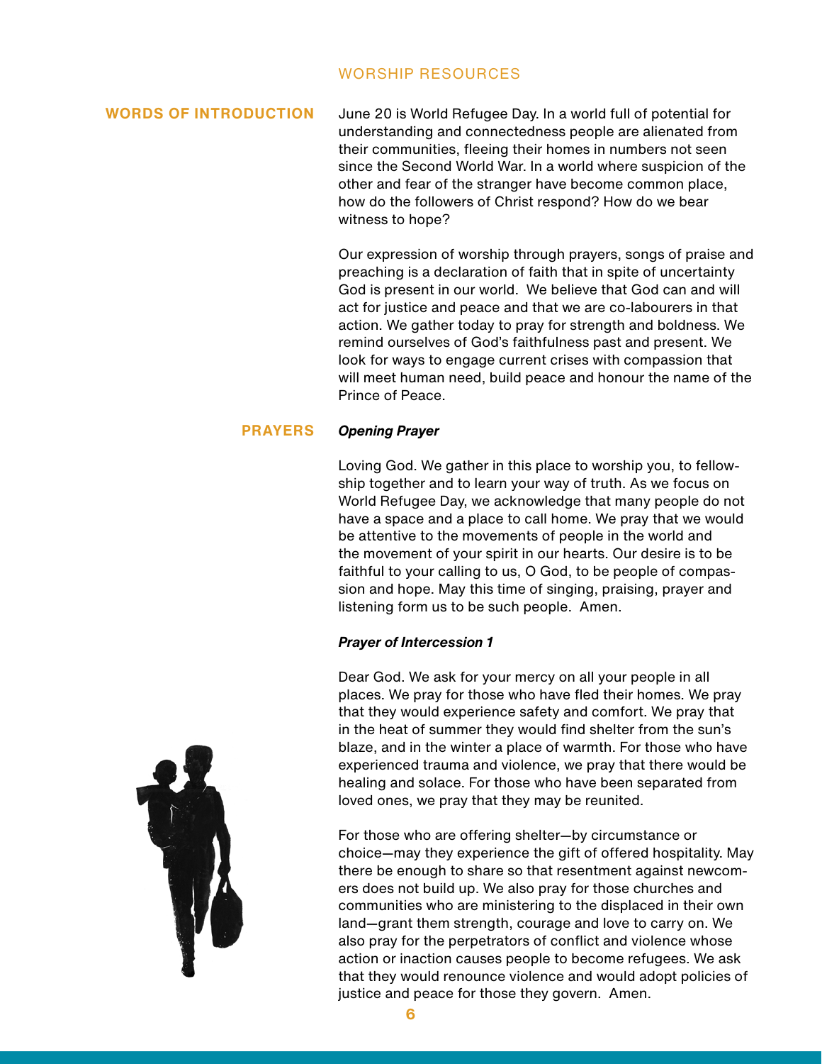## WORSHIP RESOURCES

### WORDS OF INTRODUCTION

June 20 is World Refugee Day. In a world full of potential for understanding and connectedness people are alienated from their communities, fleeing their homes in numbers not seen since the Second World War. In a world where suspicion of the other and fear of the stranger have become common place, how do the followers of Christ respond? How do we bear witness to hope?

Our expression of worship through prayers, songs of praise and preaching is a declaration of faith that in spite of uncertainty God is present in our world. We believe that God can and will act for justice and peace and that we are co-labourers in that action. We gather today to pray for strength and boldness. We remind ourselves of God's faithfulness past and present. We look for ways to engage current crises with compassion that will meet human need, build peace and honour the name of the Prince of Peace.

### PRAYERS

***Opening Prayer***

Loving God. We gather in this place to worship you, to fellowship together and to learn your way of truth. As we focus on World Refugee Day, we acknowledge that many people do not have a space and a place to call home. We pray that we would be attentive to the movements of people in the world and the movement of your spirit in our hearts. Our desire is to be faithful to your calling to us, O God, to be people of compassion and hope. May this time of singing, praising, prayer and listening form us to be such people. Amen.

***Prayer of Intercession 1***

Dear God. We ask for your mercy on all your people in all places. We pray for those who have fled their homes. We pray that they would experience safety and comfort. We pray that in the heat of summer they would find shelter from the sun's blaze, and in the winter a place of warmth. For those who have experienced trauma and violence, we pray that there would be healing and solace. For those who have been separated from loved ones, we pray that they may be reunited.

For those who are offering shelter—by circumstance or choice—may they experience the gift of offered hospitality. May there be enough to share so that resentment against newcomers does not build up. We also pray for those churches and communities who are ministering to the displaced in their own land—grant them strength, courage and love to carry on. We also pray for the perpetrators of conflict and violence whose action or inaction causes people to become refugees. We ask that they would renounce violence and would adopt policies of justice and peace for those they govern. Amen.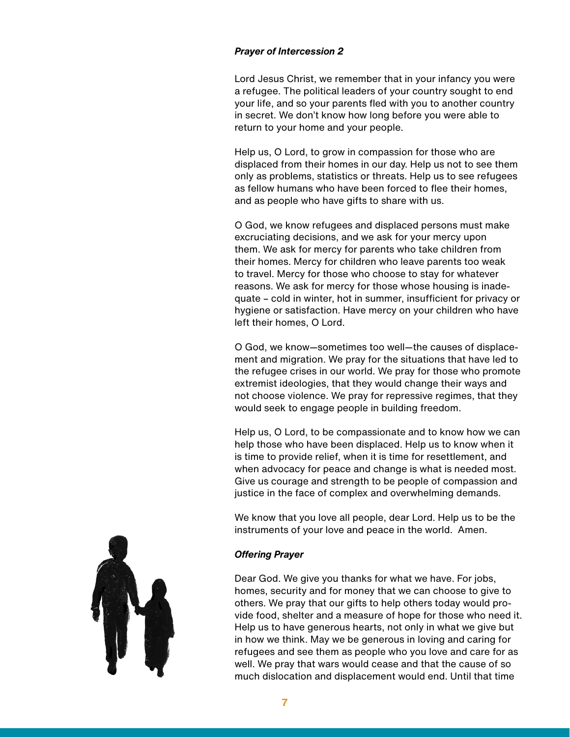***Prayer of Intercession 2***

Lord Jesus Christ, we remember that in your infancy you were a refugee. The political leaders of your country sought to end your life, and so your parents fled with you to another country in secret. We don't know how long before you were able to return to your home and your people.

Help us, O Lord, to grow in compassion for those who are displaced from their homes in our day. Help us not to see them only as problems, statistics or threats. Help us to see refugees as fellow humans who have been forced to flee their homes, and as people who have gifts to share with us.

O God, we know refugees and displaced persons must make excruciating decisions, and we ask for your mercy upon them. We ask for mercy for parents who take children from their homes. Mercy for children who leave parents too weak to travel. Mercy for those who choose to stay for whatever reasons. We ask for mercy for those whose housing is inadequate – cold in winter, hot in summer, insufficient for privacy or hygiene or satisfaction. Have mercy on your children who have left their homes, O Lord.

O God, we know—sometimes too well—the causes of displacement and migration. We pray for the situations that have led to the refugee crises in our world. We pray for those who promote extremist ideologies, that they would change their ways and not choose violence. We pray for repressive regimes, that they would seek to engage people in building freedom.

Help us, O Lord, to be compassionate and to know how we can help those who have been displaced. Help us to know when it is time to provide relief, when it is time for resettlement, and when advocacy for peace and change is what is needed most. Give us courage and strength to be people of compassion and justice in the face of complex and overwhelming demands.

We know that you love all people, dear Lord. Help us to be the instruments of your love and peace in the world. Amen.

***Offering Prayer***

Dear God. We give you thanks for what we have. For jobs, homes, security and for money that we can choose to give to others. We pray that our gifts to help others today would provide food, shelter and a measure of hope for those who need it. Help us to have generous hearts, not only in what we give but in how we think. May we be generous in loving and caring for refugees and see them as people who you love and care for as well. We pray that wars would cease and that the cause of so much dislocation and displacement would end. Until that time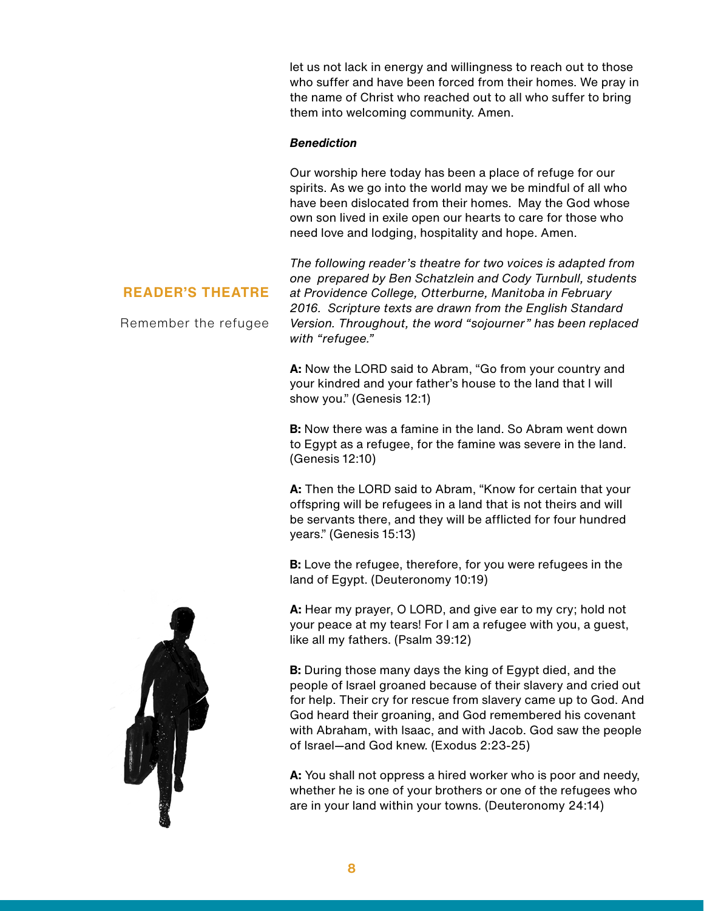let us not lack in energy and willingness to reach out to those who suffer and have been forced from their homes. We pray in the name of Christ who reached out to all who suffer to bring them into welcoming community. Amen.

***Benediction***

Our worship here today has been a place of refuge for our spirits. As we go into the world may we be mindful of all who have been dislocated from their homes. May the God whose own son lived in exile open our hearts to care for those who need love and lodging, hospitality and hope. Amen.

## READER'S THEATRE

Remember the refugee

*The following reader's theatre for two voices is adapted from one prepared by Ben Schatzlein and Cody Turnbull, students at Providence College, Otterburne, Manitoba in February 2016. Scripture texts are drawn from the English Standard Version. Throughout, the word "sojourner" has been replaced with "refugee."*

**A:** Now the LORD said to Abram, "Go from your country and your kindred and your father's house to the land that I will show you." (Genesis 12:1)

**B:** Now there was a famine in the land. So Abram went down to Egypt as a refugee, for the famine was severe in the land. (Genesis 12:10)

**A:** Then the LORD said to Abram, "Know for certain that your offspring will be refugees in a land that is not theirs and will be servants there, and they will be afflicted for four hundred years." (Genesis 15:13)

**B:** Love the refugee, therefore, for you were refugees in the land of Egypt. (Deuteronomy 10:19)

**A:** Hear my prayer, O LORD, and give ear to my cry; hold not your peace at my tears! For I am a refugee with you, a guest, like all my fathers. (Psalm 39:12)

**B:** During those many days the king of Egypt died, and the people of Israel groaned because of their slavery and cried out for help. Their cry for rescue from slavery came up to God. And God heard their groaning, and God remembered his covenant with Abraham, with Isaac, and with Jacob. God saw the people of Israel—and God knew. (Exodus 2:23-25)

**A:** You shall not oppress a hired worker who is poor and needy, whether he is one of your brothers or one of the refugees who are in your land within your towns. (Deuteronomy 24:14)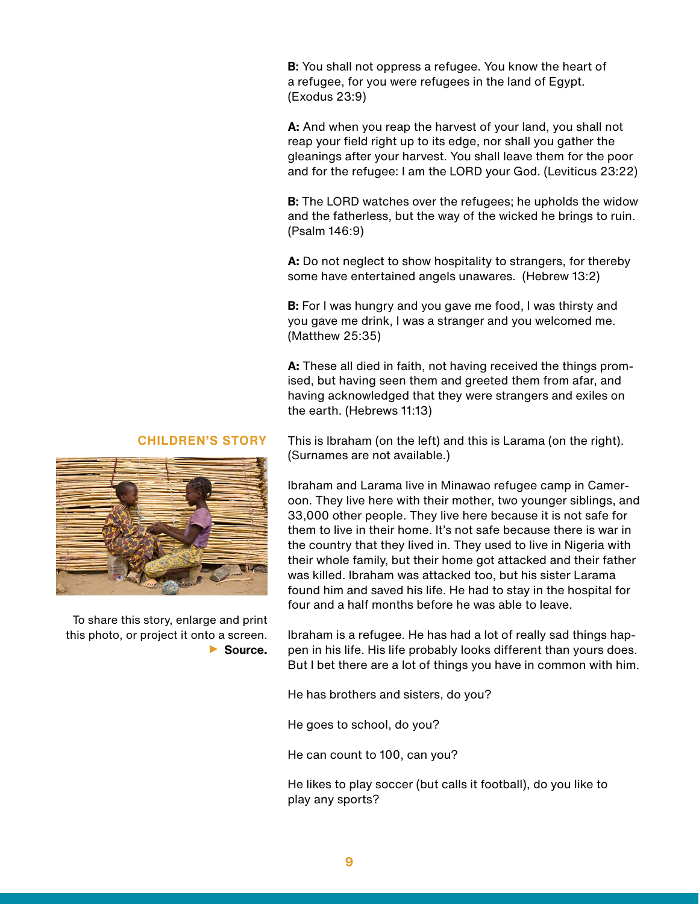**B:** You shall not oppress a refugee. You know the heart of a refugee, for you were refugees in the land of Egypt. (Exodus 23:9)

**A:** And when you reap the harvest of your land, you shall not reap your field right up to its edge, nor shall you gather the gleanings after your harvest. You shall leave them for the poor and for the refugee: I am the LORD your God. (Leviticus 23:22)

**B:** The LORD watches over the refugees; he upholds the widow and the fatherless, but the way of the wicked he brings to ruin. (Psalm 146:9)

**A:** Do not neglect to show hospitality to strangers, for thereby some have entertained angels unawares. (Hebrew 13:2)

**B:** For I was hungry and you gave me food, I was thirsty and you gave me drink, I was a stranger and you welcomed me. (Matthew 25:35)

**A:** These all died in faith, not having received the things promised, but having seen them and greeted them from afar, and having acknowledged that they were strangers and exiles on the earth. (Hebrews 11:13)

## CHILDREN'S STORY

To share this story, enlarge and print this photo, or project it onto a screen. ▶ **Source.**

This is Ibraham (on the left) and this is Larama (on the right). (Surnames are not available.)

Ibraham and Larama live in Minawao refugee camp in Cameroon. They live here with their mother, two younger siblings, and 33,000 other people. They live here because it is not safe for them to live in their home. It's not safe because there is war in the country that they lived in. They used to live in Nigeria with their whole family, but their home got attacked and their father was killed. Ibraham was attacked too, but his sister Larama found him and saved his life. He had to stay in the hospital for four and a half months before he was able to leave.

Ibraham is a refugee. He has had a lot of really sad things happen in his life. His life probably looks different than yours does. But I bet there are a lot of things you have in common with him.

He has brothers and sisters, do you?

He goes to school, do you?

He can count to 100, can you?

He likes to play soccer (but calls it football), do you like to play any sports?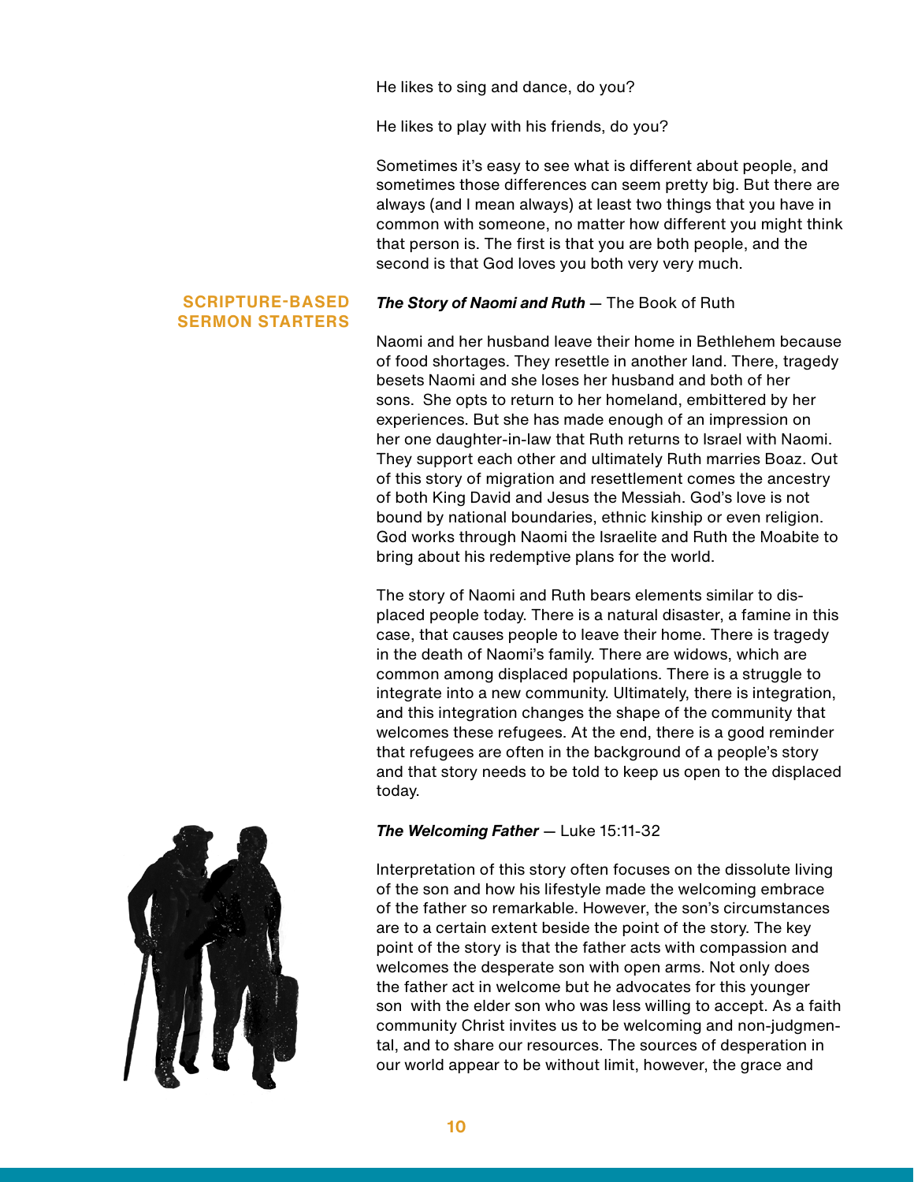He likes to sing and dance, do you?

He likes to play with his friends, do you?

Sometimes it's easy to see what is different about people, and sometimes those differences can seem pretty big. But there are always (and I mean always) at least two things that you have in common with someone, no matter how different you might think that person is. The first is that you are both people, and the second is that God loves you both very very much.

## SCRIPTURE-BASED SERMON STARTERS

***The Story of Naomi and Ruth*** — The Book of Ruth

Naomi and her husband leave their home in Bethlehem because of food shortages. They resettle in another land. There, tragedy besets Naomi and she loses her husband and both of her sons. She opts to return to her homeland, embittered by her experiences. But she has made enough of an impression on her one daughter-in-law that Ruth returns to Israel with Naomi. They support each other and ultimately Ruth marries Boaz. Out of this story of migration and resettlement comes the ancestry of both King David and Jesus the Messiah. God's love is not bound by national boundaries, ethnic kinship or even religion. God works through Naomi the Israelite and Ruth the Moabite to bring about his redemptive plans for the world.

The story of Naomi and Ruth bears elements similar to displaced people today. There is a natural disaster, a famine in this case, that causes people to leave their home. There is tragedy in the death of Naomi's family. There are widows, which are common among displaced populations. There is a struggle to integrate into a new community. Ultimately, there is integration, and this integration changes the shape of the community that welcomes these refugees. At the end, there is a good reminder that refugees are often in the background of a people's story and that story needs to be told to keep us open to the displaced today.

***The Welcoming Father*** — Luke 15:11-32

Interpretation of this story often focuses on the dissolute living of the son and how his lifestyle made the welcoming embrace of the father so remarkable. However, the son's circumstances are to a certain extent beside the point of the story. The key point of the story is that the father acts with compassion and welcomes the desperate son with open arms. Not only does the father act in welcome but he advocates for this younger son with the elder son who was less willing to accept. As a faith community Christ invites us to be welcoming and non-judgmental, and to share our resources. The sources of desperation in our world appear to be without limit, however, the grace and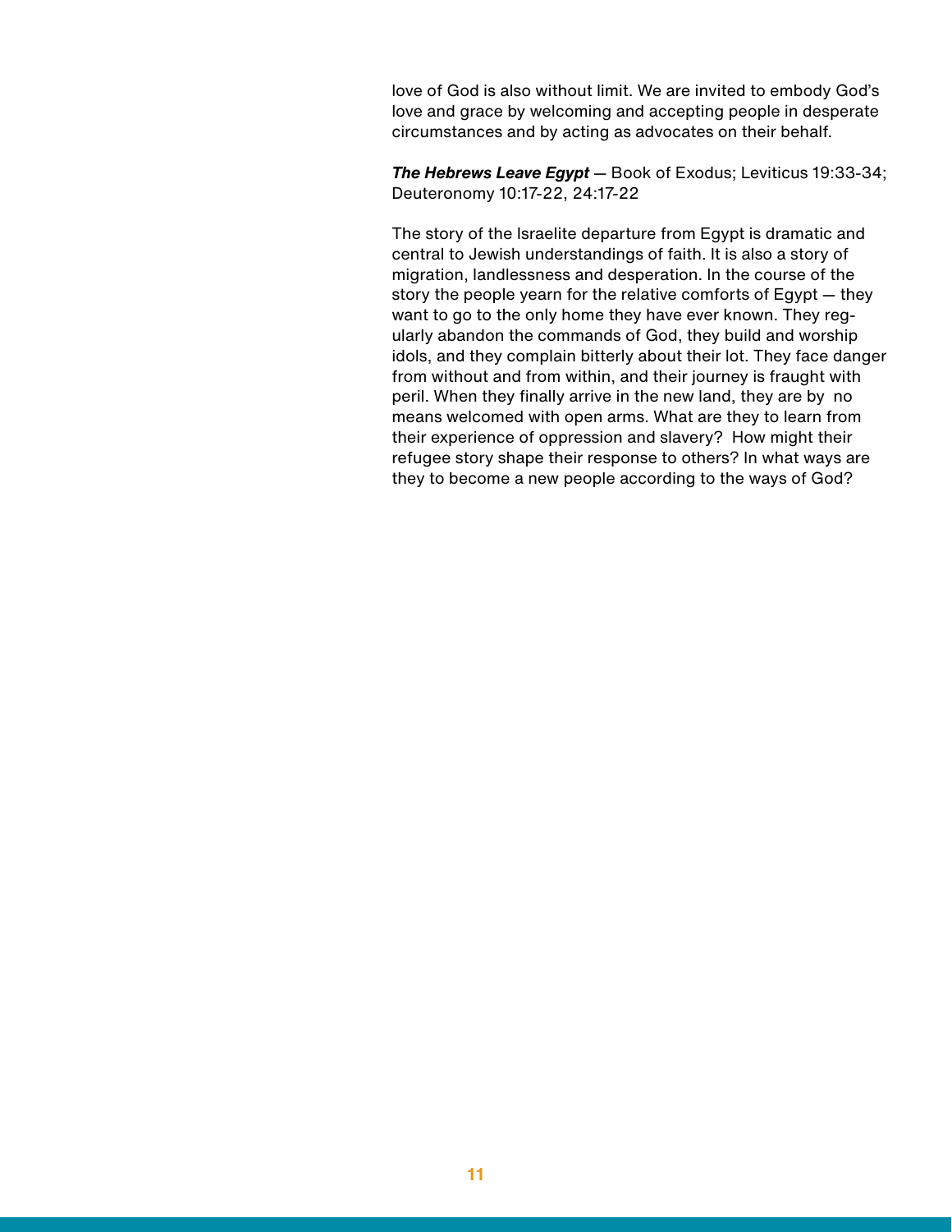love of God is also without limit. We are invited to embody God's love and grace by welcoming and accepting people in desperate circumstances and by acting as advocates on their behalf.

***The Hebrews Leave Egypt*** — Book of Exodus; Leviticus 19:33-34; Deuteronomy 10:17-22, 24:17-22

The story of the Israelite departure from Egypt is dramatic and central to Jewish understandings of faith. It is also a story of migration, landlessness and desperation. In the course of the story the people yearn for the relative comforts of Egypt — they want to go to the only home they have ever known. They regularly abandon the commands of God, they build and worship idols, and they complain bitterly about their lot. They face danger from without and from within, and their journey is fraught with peril. When they finally arrive in the new land, they are by no means welcomed with open arms. What are they to learn from their experience of oppression and slavery? How might their refugee story shape their response to others? In what ways are they to become a new people according to the ways of God?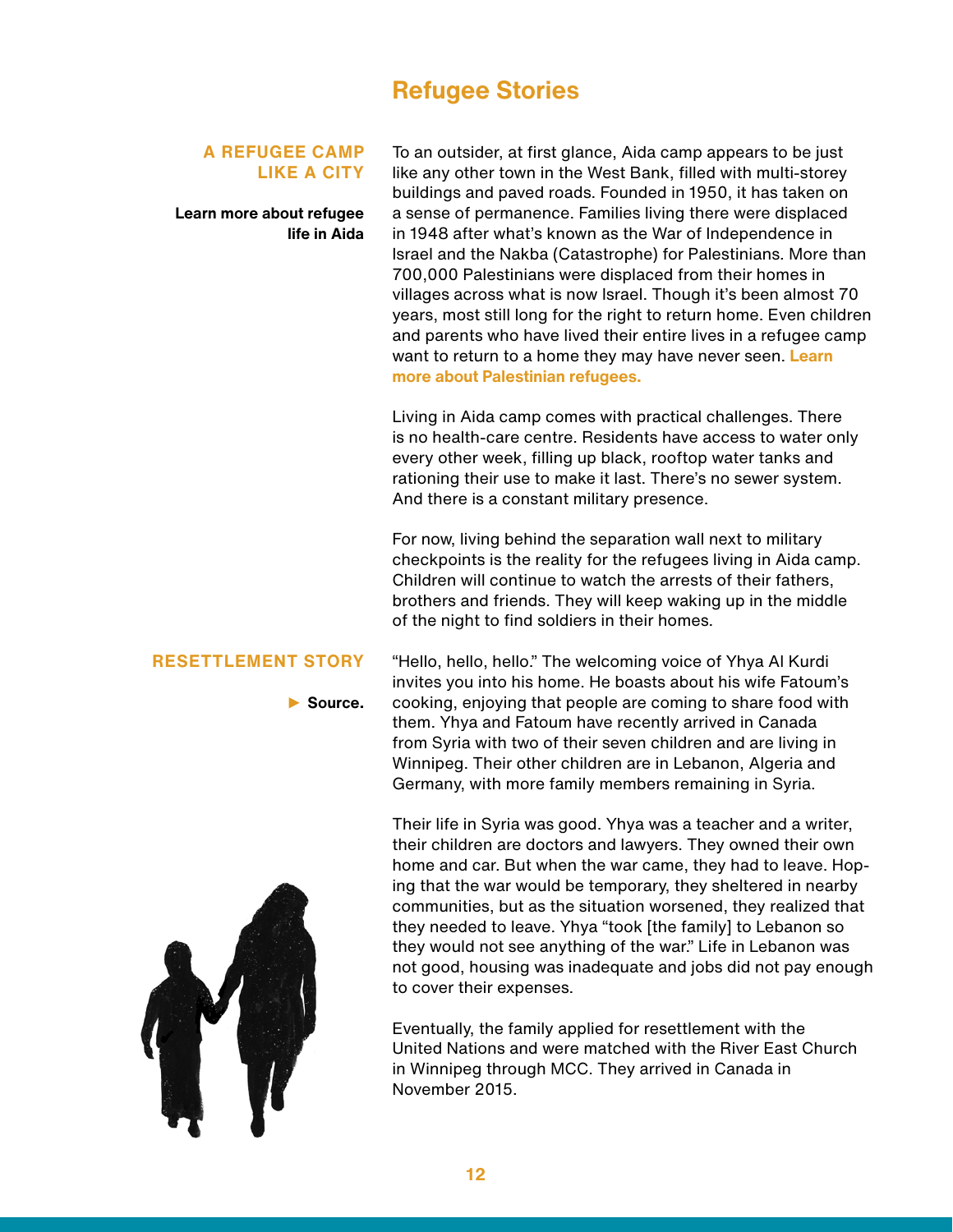# Refugee Stories

### A REFUGEE CAMP LIKE A CITY

**Learn more about refugee life in Aida**

To an outsider, at first glance, Aida camp appears to be just like any other town in the West Bank, filled with multi-storey buildings and paved roads. Founded in 1950, it has taken on a sense of permanence. Families living there were displaced in 1948 after what's known as the War of Independence in Israel and the Nakba (Catastrophe) for Palestinians. More than 700,000 Palestinians were displaced from their homes in villages across what is now Israel. Though it's been almost 70 years, most still long for the right to return home. Even children and parents who have lived their entire lives in a refugee camp want to return to a home they may have never seen. **Learn more about Palestinian refugees.**

Living in Aida camp comes with practical challenges. There is no health-care centre. Residents have access to water only every other week, filling up black, rooftop water tanks and rationing their use to make it last. There's no sewer system. And there is a constant military presence.

For now, living behind the separation wall next to military checkpoints is the reality for the refugees living in Aida camp. Children will continue to watch the arrests of their fathers, brothers and friends. They will keep waking up in the middle of the night to find soldiers in their homes.

### RESETTLEMENT STORY

▶ **Source.**

"Hello, hello, hello." The welcoming voice of Yhya Al Kurdi invites you into his home. He boasts about his wife Fatoum's cooking, enjoying that people are coming to share food with them. Yhya and Fatoum have recently arrived in Canada from Syria with two of their seven children and are living in Winnipeg. Their other children are in Lebanon, Algeria and Germany, with more family members remaining in Syria.

Their life in Syria was good. Yhya was a teacher and a writer, their children are doctors and lawyers. They owned their own home and car. But when the war came, they had to leave. Hoping that the war would be temporary, they sheltered in nearby communities, but as the situation worsened, they realized that they needed to leave. Yhya "took [the family] to Lebanon so they would not see anything of the war." Life in Lebanon was not good, housing was inadequate and jobs did not pay enough to cover their expenses.

Eventually, the family applied for resettlement with the United Nations and were matched with the River East Church in Winnipeg through MCC. They arrived in Canada in November 2015.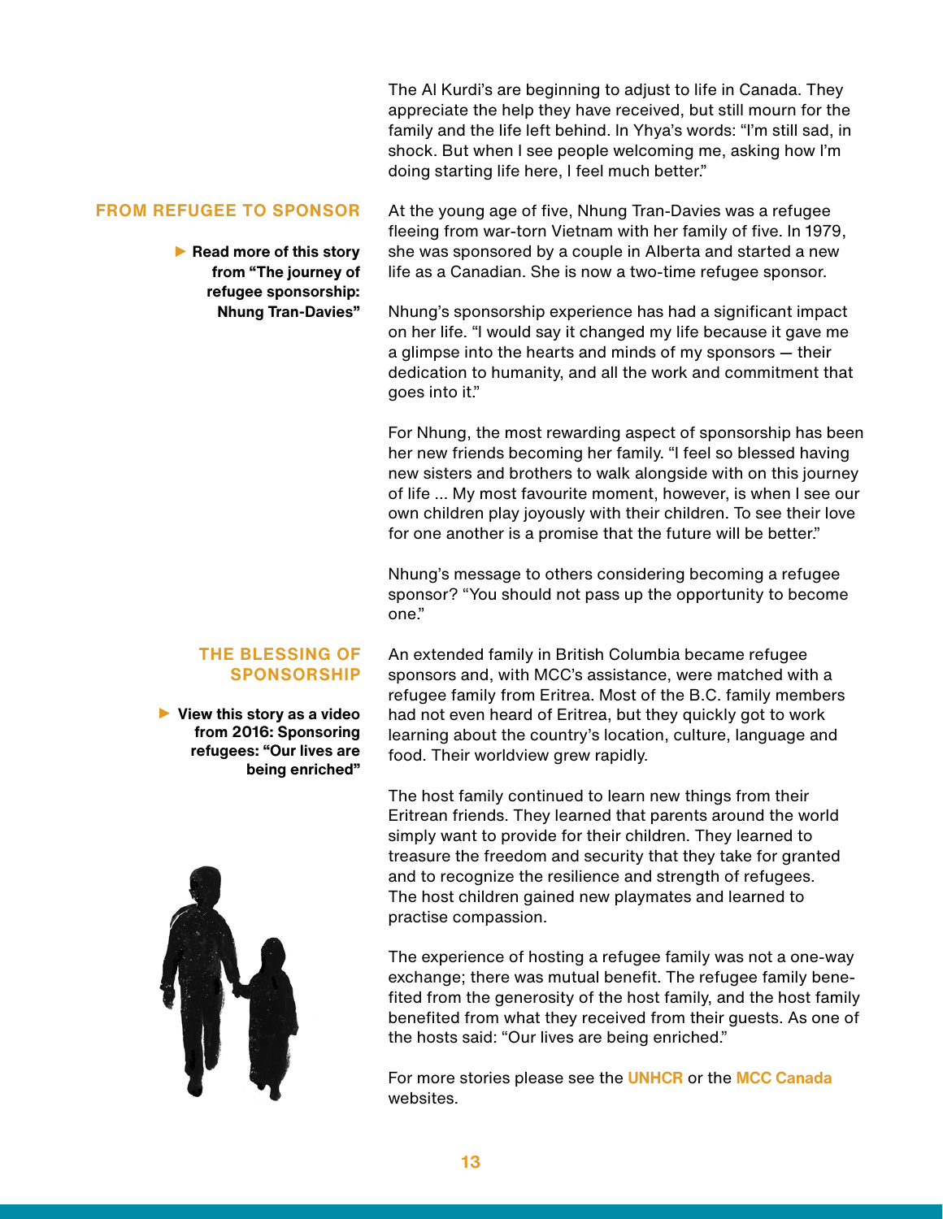The Al Kurdi's are beginning to adjust to life in Canada. They appreciate the help they have received, but still mourn for the family and the life left behind. In Yhya's words: "I'm still sad, in shock. But when I see people welcoming me, asking how I'm doing starting life here, I feel much better."

## FROM REFUGEE TO SPONSOR

▶ **Read more of this story from "The journey of refugee sponsorship: Nhung Tran-Davies"**

At the young age of five, Nhung Tran-Davies was a refugee fleeing from war-torn Vietnam with her family of five. In 1979, she was sponsored by a couple in Alberta and started a new life as a Canadian. She is now a two-time refugee sponsor.

Nhung's sponsorship experience has had a significant impact on her life. "I would say it changed my life because it gave me a glimpse into the hearts and minds of my sponsors — their dedication to humanity, and all the work and commitment that goes into it."

For Nhung, the most rewarding aspect of sponsorship has been her new friends becoming her family. "I feel so blessed having new sisters and brothers to walk alongside with on this journey of life ... My most favourite moment, however, is when I see our own children play joyously with their children. To see their love for one another is a promise that the future will be better."

Nhung's message to others considering becoming a refugee sponsor? "You should not pass up the opportunity to become one."

## THE BLESSING OF SPONSORSHIP

▶ **View this story as a video from 2016: Sponsoring refugees: "Our lives are being enriched"**

An extended family in British Columbia became refugee sponsors and, with MCC's assistance, were matched with a refugee family from Eritrea. Most of the B.C. family members had not even heard of Eritrea, but they quickly got to work learning about the country's location, culture, language and food. Their worldview grew rapidly.

The host family continued to learn new things from their Eritrean friends. They learned that parents around the world simply want to provide for their children. They learned to treasure the freedom and security that they take for granted and to recognize the resilience and strength of refugees. The host children gained new playmates and learned to practise compassion.

The experience of hosting a refugee family was not a one-way exchange; there was mutual benefit. The refugee family benefited from the generosity of the host family, and the host family benefited from what they received from their guests. As one of the hosts said: "Our lives are being enriched."

For more stories please see the **UNHCR** or the **MCC Canada** websites.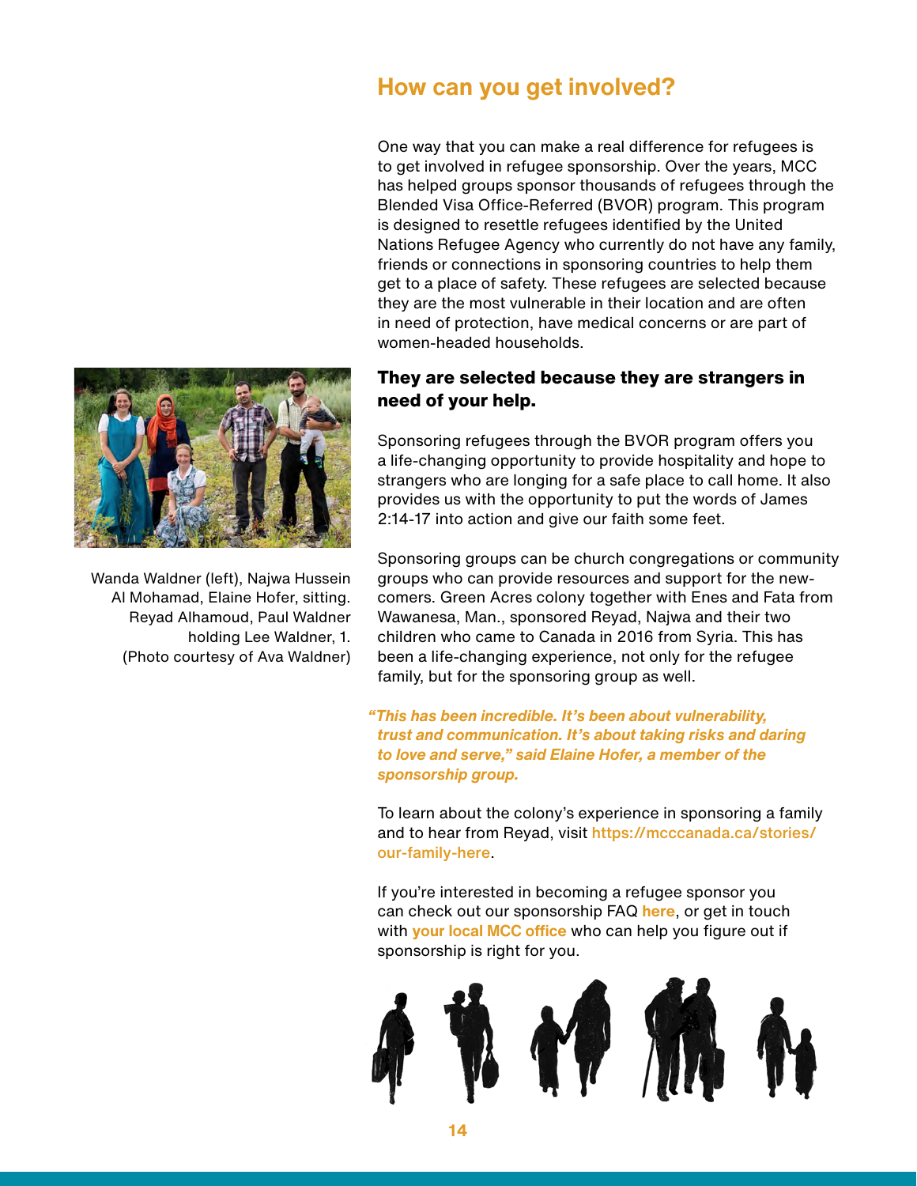## How can you get involved?

One way that you can make a real difference for refugees is to get involved in refugee sponsorship. Over the years, MCC has helped groups sponsor thousands of refugees through the Blended Visa Office-Referred (BVOR) program. This program is designed to resettle refugees identified by the United Nations Refugee Agency who currently do not have any family, friends or connections in sponsoring countries to help them get to a place of safety. These refugees are selected because they are the most vulnerable in their location and are often in need of protection, have medical concerns or are part of women-headed households.

Wanda Waldner (left), Najwa Hussein Al Mohamad, Elaine Hofer, sitting. Reyad Alhamoud, Paul Waldner holding Lee Waldner, 1. (Photo courtesy of Ava Waldner)

### They are selected because they are strangers in need of your help.

Sponsoring refugees through the BVOR program offers you a life-changing opportunity to provide hospitality and hope to strangers who are longing for a safe place to call home. It also provides us with the opportunity to put the words of James 2:14-17 into action and give our faith some feet.

Sponsoring groups can be church congregations or community groups who can provide resources and support for the new-comers. Green Acres colony together with Enes and Fata from Wawanesa, Man., sponsored Reyad, Najwa and their two children who came to Canada in 2016 from Syria. This has been a life-changing experience, not only for the refugee family, but for the sponsoring group as well.

***"This has been incredible. It's been about vulnerability, trust and communication. It's about taking risks and daring to love and serve," said Elaine Hofer, a member of the sponsorship group.***

To learn about the colony's experience in sponsoring a family and to hear from Reyad, visit https://mcccanada.ca/stories/our-family-here.

If you're interested in becoming a refugee sponsor you can check out our sponsorship FAQ **here**, or get in touch with **your local MCC office** who can help you figure out if sponsorship is right for you.